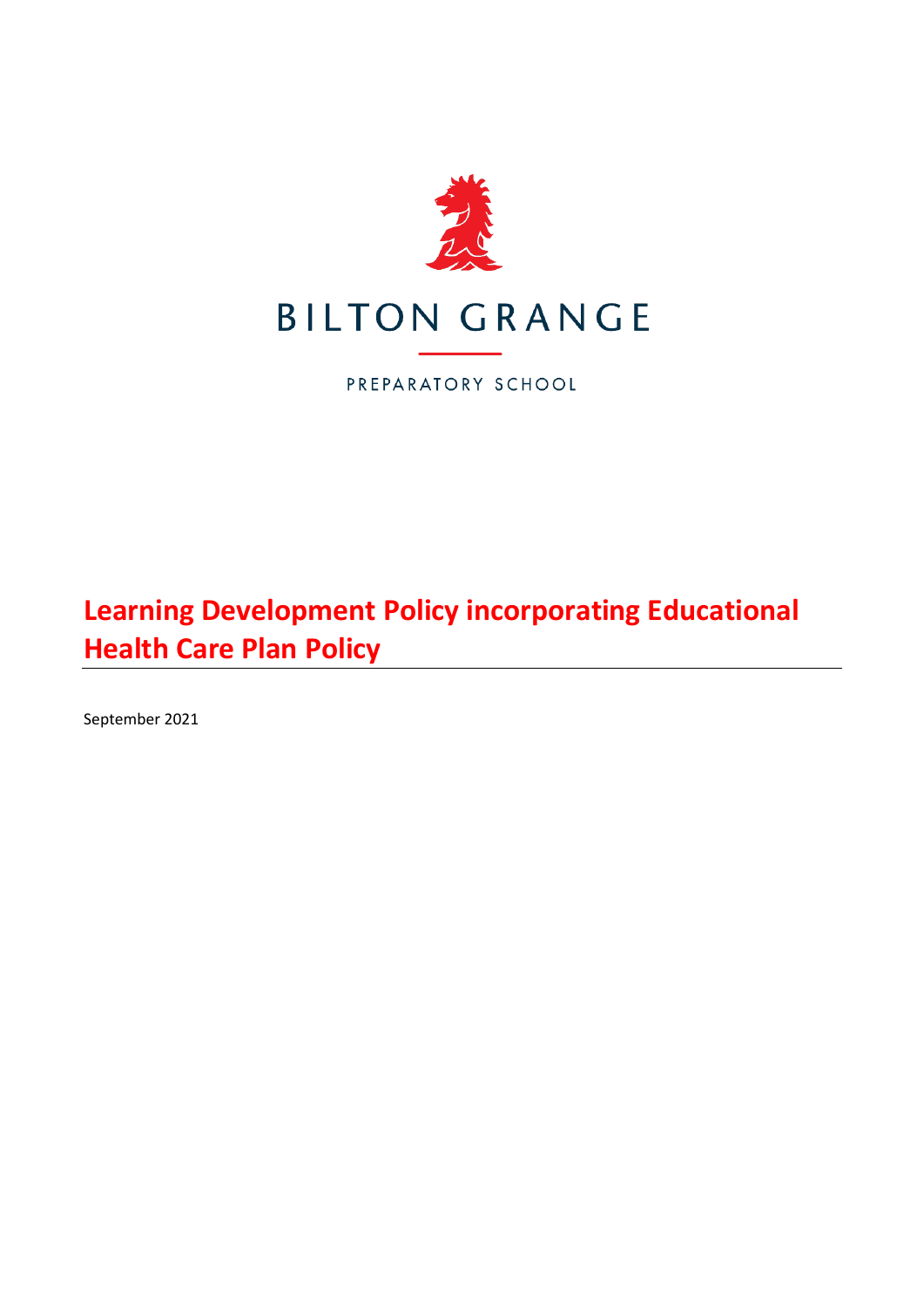BILTON GRANGE

PREPARATORY SCHOOL

# Learning Development Policy incorporating Educational Health Care Plan Policy

September 2021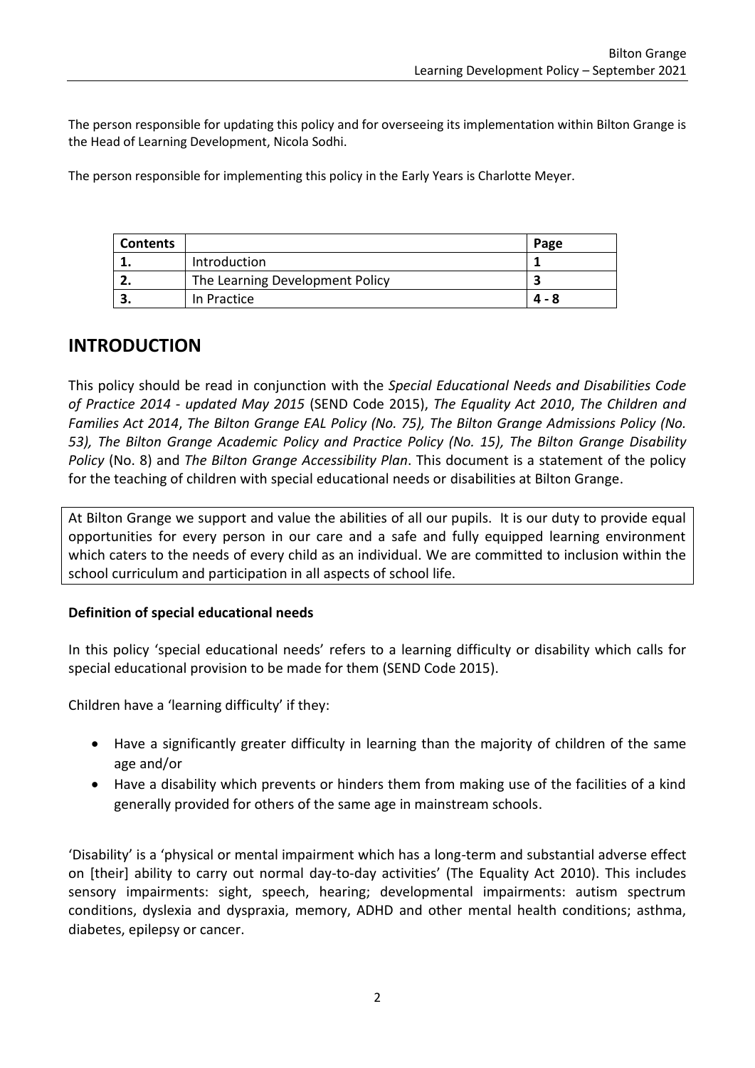The person responsible for updating this policy and for overseeing its implementation within Bilton Grange is the Head of Learning Development, Nicola Sodhi.

The person responsible for implementing this policy in the Early Years is Charlotte Meyer.

| **Contents** | | **Page** |
|---|---|---|
| **1.** | Introduction | **1** |
| **2.** | The Learning Development Policy | **3** |
| **3.** | In Practice | **4 - 8** |

# INTRODUCTION

This policy should be read in conjunction with the *Special Educational Needs and Disabilities Code of Practice 2014 - updated May 2015* (SEND Code 2015), *The Equality Act 2010*, *The Children and Families Act 2014*, *The Bilton Grange EAL Policy (No. 75), The Bilton Grange Admissions Policy (No. 53), The Bilton Grange Academic Policy and Practice Policy (No. 15), The Bilton Grange Disability Policy* (No. 8) and *The Bilton Grange Accessibility Plan*. This document is a statement of the policy for the teaching of children with special educational needs or disabilities at Bilton Grange.

At Bilton Grange we support and value the abilities of all our pupils. It is our duty to provide equal opportunities for every person in our care and a safe and fully equipped learning environment which caters to the needs of every child as an individual. We are committed to inclusion within the school curriculum and participation in all aspects of school life.

**Definition of special educational needs**

In this policy 'special educational needs' refers to a learning difficulty or disability which calls for special educational provision to be made for them (SEND Code 2015).

Children have a 'learning difficulty' if they:

- Have a significantly greater difficulty in learning than the majority of children of the same age and/or
- Have a disability which prevents or hinders them from making use of the facilities of a kind generally provided for others of the same age in mainstream schools.

'Disability' is a 'physical or mental impairment which has a long-term and substantial adverse effect on [their] ability to carry out normal day-to-day activities' (The Equality Act 2010). This includes sensory impairments: sight, speech, hearing; developmental impairments: autism spectrum conditions, dyslexia and dyspraxia, memory, ADHD and other mental health conditions; asthma, diabetes, epilepsy or cancer.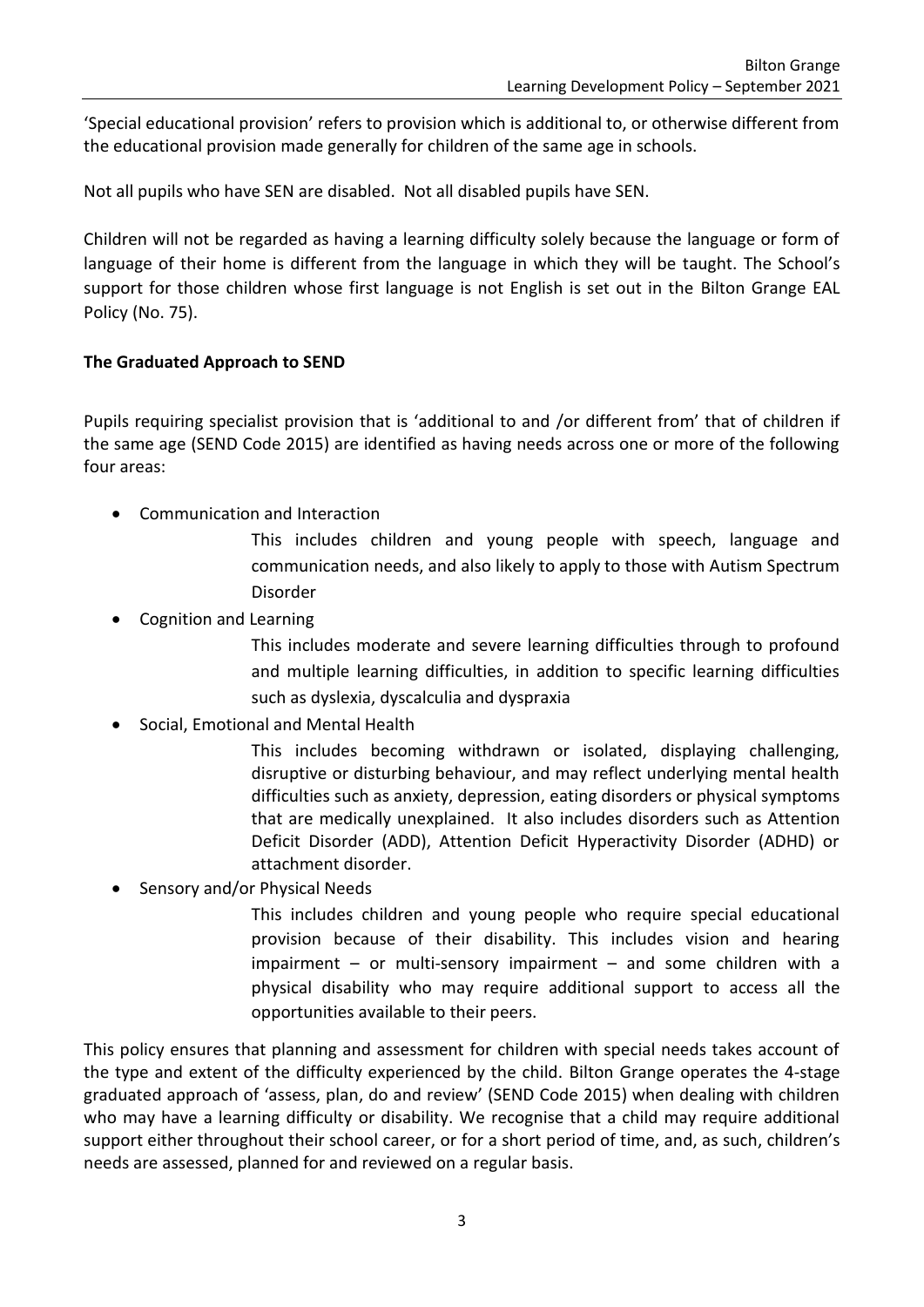'Special educational provision' refers to provision which is additional to, or otherwise different from the educational provision made generally for children of the same age in schools.

Not all pupils who have SEN are disabled. Not all disabled pupils have SEN.

Children will not be regarded as having a learning difficulty solely because the language or form of language of their home is different from the language in which they will be taught. The School's support for those children whose first language is not English is set out in the Bilton Grange EAL Policy (No. 75).

**The Graduated Approach to SEND**

Pupils requiring specialist provision that is 'additional to and /or different from' that of children if the same age (SEND Code 2015) are identified as having needs across one or more of the following four areas:

- Communication and Interaction

  This includes children and young people with speech, language and communication needs, and also likely to apply to those with Autism Spectrum Disorder

- Cognition and Learning

  This includes moderate and severe learning difficulties through to profound and multiple learning difficulties, in addition to specific learning difficulties such as dyslexia, dyscalculia and dyspraxia

- Social, Emotional and Mental Health

  This includes becoming withdrawn or isolated, displaying challenging, disruptive or disturbing behaviour, and may reflect underlying mental health difficulties such as anxiety, depression, eating disorders or physical symptoms that are medically unexplained. It also includes disorders such as Attention Deficit Disorder (ADD), Attention Deficit Hyperactivity Disorder (ADHD) or attachment disorder.

- Sensory and/or Physical Needs

  This includes children and young people who require special educational provision because of their disability. This includes vision and hearing impairment – or multi-sensory impairment – and some children with a physical disability who may require additional support to access all the opportunities available to their peers.

This policy ensures that planning and assessment for children with special needs takes account of the type and extent of the difficulty experienced by the child. Bilton Grange operates the 4-stage graduated approach of 'assess, plan, do and review' (SEND Code 2015) when dealing with children who may have a learning difficulty or disability. We recognise that a child may require additional support either throughout their school career, or for a short period of time, and, as such, children's needs are assessed, planned for and reviewed on a regular basis.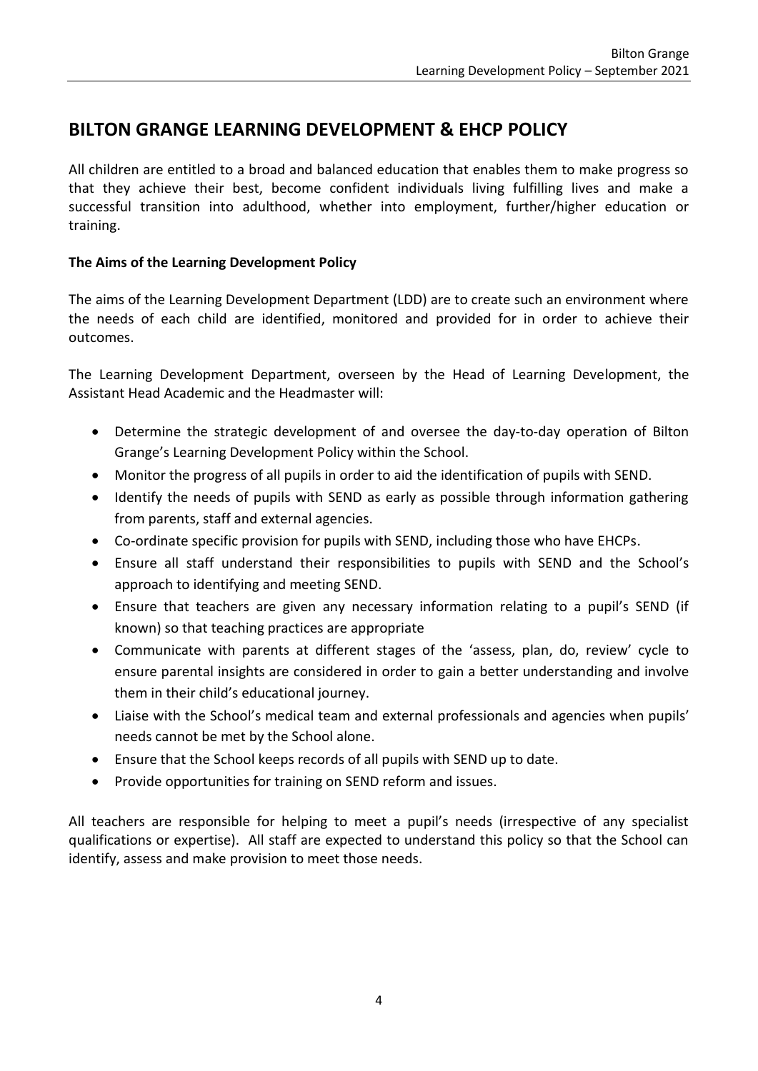# BILTON GRANGE LEARNING DEVELOPMENT & EHCP POLICY

All children are entitled to a broad and balanced education that enables them to make progress so that they achieve their best, become confident individuals living fulfilling lives and make a successful transition into adulthood, whether into employment, further/higher education or training.

**The Aims of the Learning Development Policy**

The aims of the Learning Development Department (LDD) are to create such an environment where the needs of each child are identified, monitored and provided for in order to achieve their outcomes.

The Learning Development Department, overseen by the Head of Learning Development, the Assistant Head Academic and the Headmaster will:

- Determine the strategic development of and oversee the day-to-day operation of Bilton Grange's Learning Development Policy within the School.
- Monitor the progress of all pupils in order to aid the identification of pupils with SEND.
- Identify the needs of pupils with SEND as early as possible through information gathering from parents, staff and external agencies.
- Co-ordinate specific provision for pupils with SEND, including those who have EHCPs.
- Ensure all staff understand their responsibilities to pupils with SEND and the School's approach to identifying and meeting SEND.
- Ensure that teachers are given any necessary information relating to a pupil's SEND (if known) so that teaching practices are appropriate
- Communicate with parents at different stages of the 'assess, plan, do, review' cycle to ensure parental insights are considered in order to gain a better understanding and involve them in their child's educational journey.
- Liaise with the School's medical team and external professionals and agencies when pupils' needs cannot be met by the School alone.
- Ensure that the School keeps records of all pupils with SEND up to date.
- Provide opportunities for training on SEND reform and issues.

All teachers are responsible for helping to meet a pupil's needs (irrespective of any specialist qualifications or expertise). All staff are expected to understand this policy so that the School can identify, assess and make provision to meet those needs.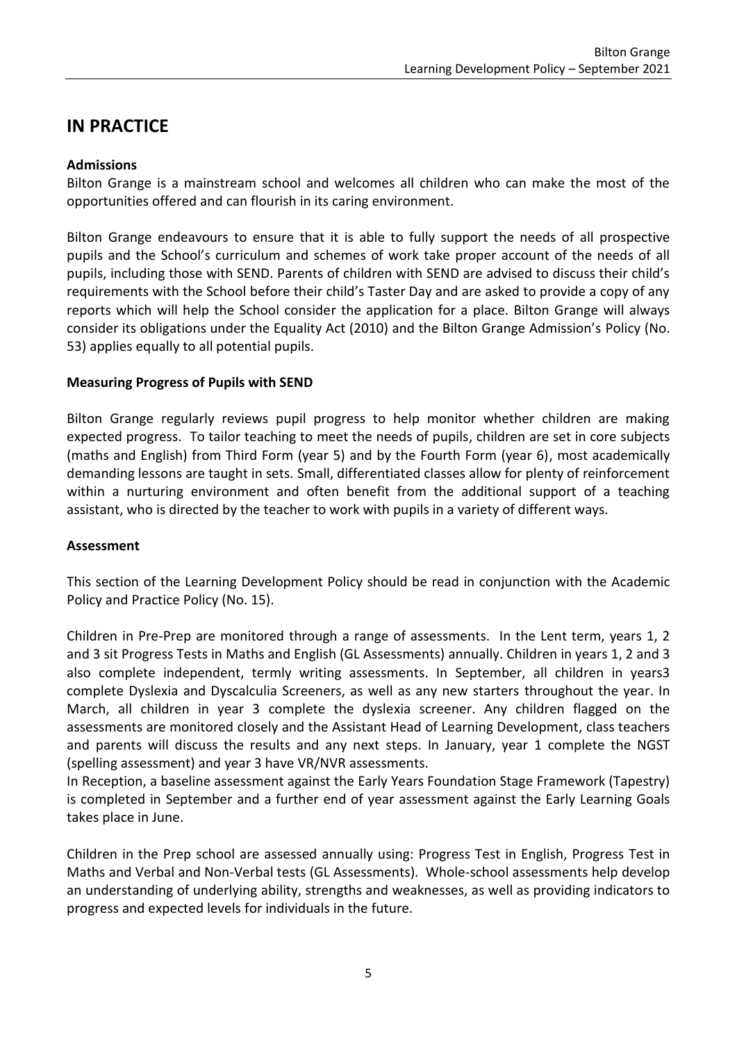# IN PRACTICE

**Admissions**

Bilton Grange is a mainstream school and welcomes all children who can make the most of the opportunities offered and can flourish in its caring environment.

Bilton Grange endeavours to ensure that it is able to fully support the needs of all prospective pupils and the School's curriculum and schemes of work take proper account of the needs of all pupils, including those with SEND. Parents of children with SEND are advised to discuss their child's requirements with the School before their child's Taster Day and are asked to provide a copy of any reports which will help the School consider the application for a place. Bilton Grange will always consider its obligations under the Equality Act (2010) and the Bilton Grange Admission's Policy (No. 53) applies equally to all potential pupils.

**Measuring Progress of Pupils with SEND**

Bilton Grange regularly reviews pupil progress to help monitor whether children are making expected progress. To tailor teaching to meet the needs of pupils, children are set in core subjects (maths and English) from Third Form (year 5) and by the Fourth Form (year 6), most academically demanding lessons are taught in sets. Small, differentiated classes allow for plenty of reinforcement within a nurturing environment and often benefit from the additional support of a teaching assistant, who is directed by the teacher to work with pupils in a variety of different ways.

**Assessment**

This section of the Learning Development Policy should be read in conjunction with the Academic Policy and Practice Policy (No. 15).

Children in Pre-Prep are monitored through a range of assessments. In the Lent term, years 1, 2 and 3 sit Progress Tests in Maths and English (GL Assessments) annually. Children in years 1, 2 and 3 also complete independent, termly writing assessments. In September, all children in years3 complete Dyslexia and Dyscalculia Screeners, as well as any new starters throughout the year. In March, all children in year 3 complete the dyslexia screener. Any children flagged on the assessments are monitored closely and the Assistant Head of Learning Development, class teachers and parents will discuss the results and any next steps. In January, year 1 complete the NGST (spelling assessment) and year 3 have VR/NVR assessments.
In Reception, a baseline assessment against the Early Years Foundation Stage Framework (Tapestry) is completed in September and a further end of year assessment against the Early Learning Goals takes place in June.

Children in the Prep school are assessed annually using: Progress Test in English, Progress Test in Maths and Verbal and Non-Verbal tests (GL Assessments). Whole-school assessments help develop an understanding of underlying ability, strengths and weaknesses, as well as providing indicators to progress and expected levels for individuals in the future.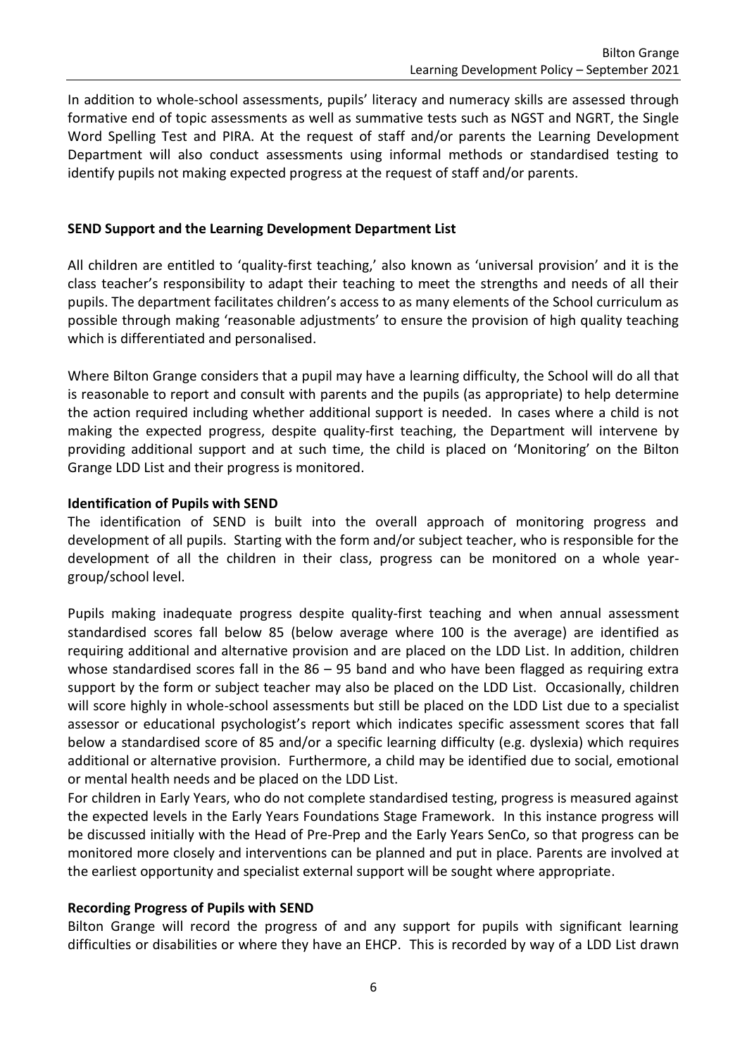In addition to whole-school assessments, pupils' literacy and numeracy skills are assessed through formative end of topic assessments as well as summative tests such as NGST and NGRT, the Single Word Spelling Test and PIRA. At the request of staff and/or parents the Learning Development Department will also conduct assessments using informal methods or standardised testing to identify pupils not making expected progress at the request of staff and/or parents.

**SEND Support and the Learning Development Department List**

All children are entitled to 'quality-first teaching,' also known as 'universal provision' and it is the class teacher's responsibility to adapt their teaching to meet the strengths and needs of all their pupils. The department facilitates children's access to as many elements of the School curriculum as possible through making 'reasonable adjustments' to ensure the provision of high quality teaching which is differentiated and personalised.

Where Bilton Grange considers that a pupil may have a learning difficulty, the School will do all that is reasonable to report and consult with parents and the pupils (as appropriate) to help determine the action required including whether additional support is needed. In cases where a child is not making the expected progress, despite quality-first teaching, the Department will intervene by providing additional support and at such time, the child is placed on 'Monitoring' on the Bilton Grange LDD List and their progress is monitored.

**Identification of Pupils with SEND**

The identification of SEND is built into the overall approach of monitoring progress and development of all pupils. Starting with the form and/or subject teacher, who is responsible for the development of all the children in their class, progress can be monitored on a whole year-group/school level.

Pupils making inadequate progress despite quality-first teaching and when annual assessment standardised scores fall below 85 (below average where 100 is the average) are identified as requiring additional and alternative provision and are placed on the LDD List. In addition, children whose standardised scores fall in the 86 – 95 band and who have been flagged as requiring extra support by the form or subject teacher may also be placed on the LDD List. Occasionally, children will score highly in whole-school assessments but still be placed on the LDD List due to a specialist assessor or educational psychologist's report which indicates specific assessment scores that fall below a standardised score of 85 and/or a specific learning difficulty (e.g. dyslexia) which requires additional or alternative provision. Furthermore, a child may be identified due to social, emotional or mental health needs and be placed on the LDD List.

For children in Early Years, who do not complete standardised testing, progress is measured against the expected levels in the Early Years Foundations Stage Framework. In this instance progress will be discussed initially with the Head of Pre-Prep and the Early Years SenCo, so that progress can be monitored more closely and interventions can be planned and put in place. Parents are involved at the earliest opportunity and specialist external support will be sought where appropriate.

**Recording Progress of Pupils with SEND**

Bilton Grange will record the progress of and any support for pupils with significant learning difficulties or disabilities or where they have an EHCP. This is recorded by way of a LDD List drawn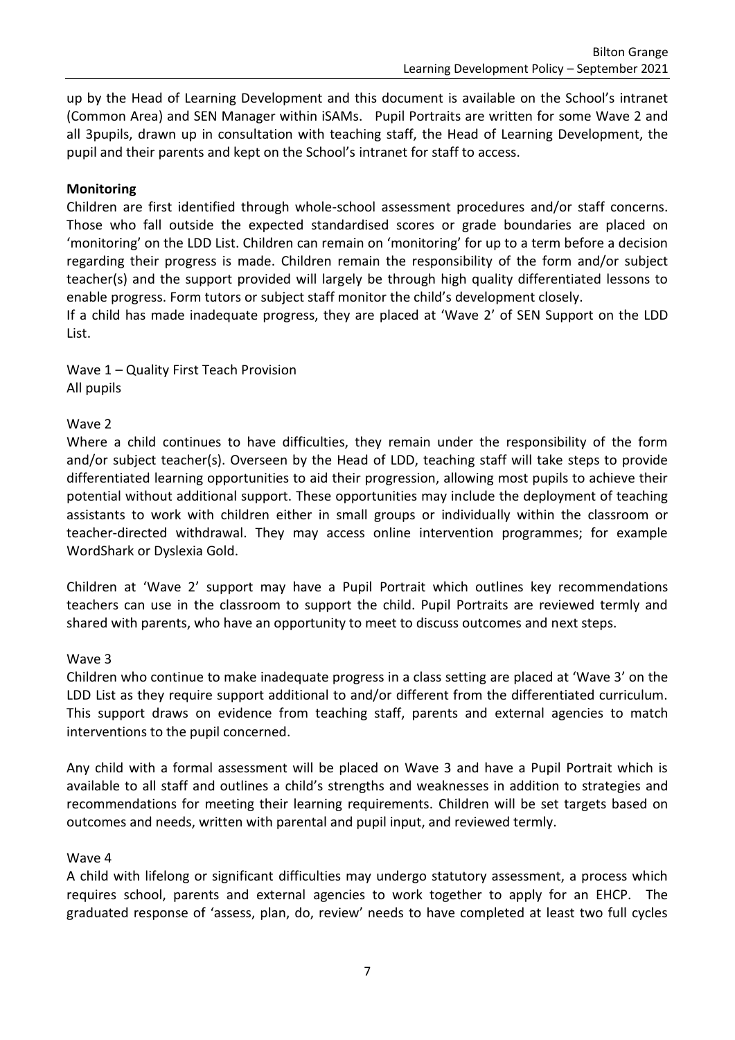up by the Head of Learning Development and this document is available on the School's intranet (Common Area) and SEN Manager within iSAMs. Pupil Portraits are written for some Wave 2 and all 3pupils, drawn up in consultation with teaching staff, the Head of Learning Development, the pupil and their parents and kept on the School's intranet for staff to access.

**Monitoring**

Children are first identified through whole-school assessment procedures and/or staff concerns. Those who fall outside the expected standardised scores or grade boundaries are placed on 'monitoring' on the LDD List. Children can remain on 'monitoring' for up to a term before a decision regarding their progress is made. Children remain the responsibility of the form and/or subject teacher(s) and the support provided will largely be through high quality differentiated lessons to enable progress. Form tutors or subject staff monitor the child's development closely.

If a child has made inadequate progress, they are placed at 'Wave 2' of SEN Support on the LDD List.

Wave 1 – Quality First Teach Provision
All pupils

Wave 2

Where a child continues to have difficulties, they remain under the responsibility of the form and/or subject teacher(s). Overseen by the Head of LDD, teaching staff will take steps to provide differentiated learning opportunities to aid their progression, allowing most pupils to achieve their potential without additional support. These opportunities may include the deployment of teaching assistants to work with children either in small groups or individually within the classroom or teacher-directed withdrawal. They may access online intervention programmes; for example WordShark or Dyslexia Gold.

Children at 'Wave 2' support may have a Pupil Portrait which outlines key recommendations teachers can use in the classroom to support the child. Pupil Portraits are reviewed termly and shared with parents, who have an opportunity to meet to discuss outcomes and next steps.

Wave 3

Children who continue to make inadequate progress in a class setting are placed at 'Wave 3' on the LDD List as they require support additional to and/or different from the differentiated curriculum. This support draws on evidence from teaching staff, parents and external agencies to match interventions to the pupil concerned.

Any child with a formal assessment will be placed on Wave 3 and have a Pupil Portrait which is available to all staff and outlines a child's strengths and weaknesses in addition to strategies and recommendations for meeting their learning requirements. Children will be set targets based on outcomes and needs, written with parental and pupil input, and reviewed termly.

Wave 4

A child with lifelong or significant difficulties may undergo statutory assessment, a process which requires school, parents and external agencies to work together to apply for an EHCP. The graduated response of 'assess, plan, do, review' needs to have completed at least two full cycles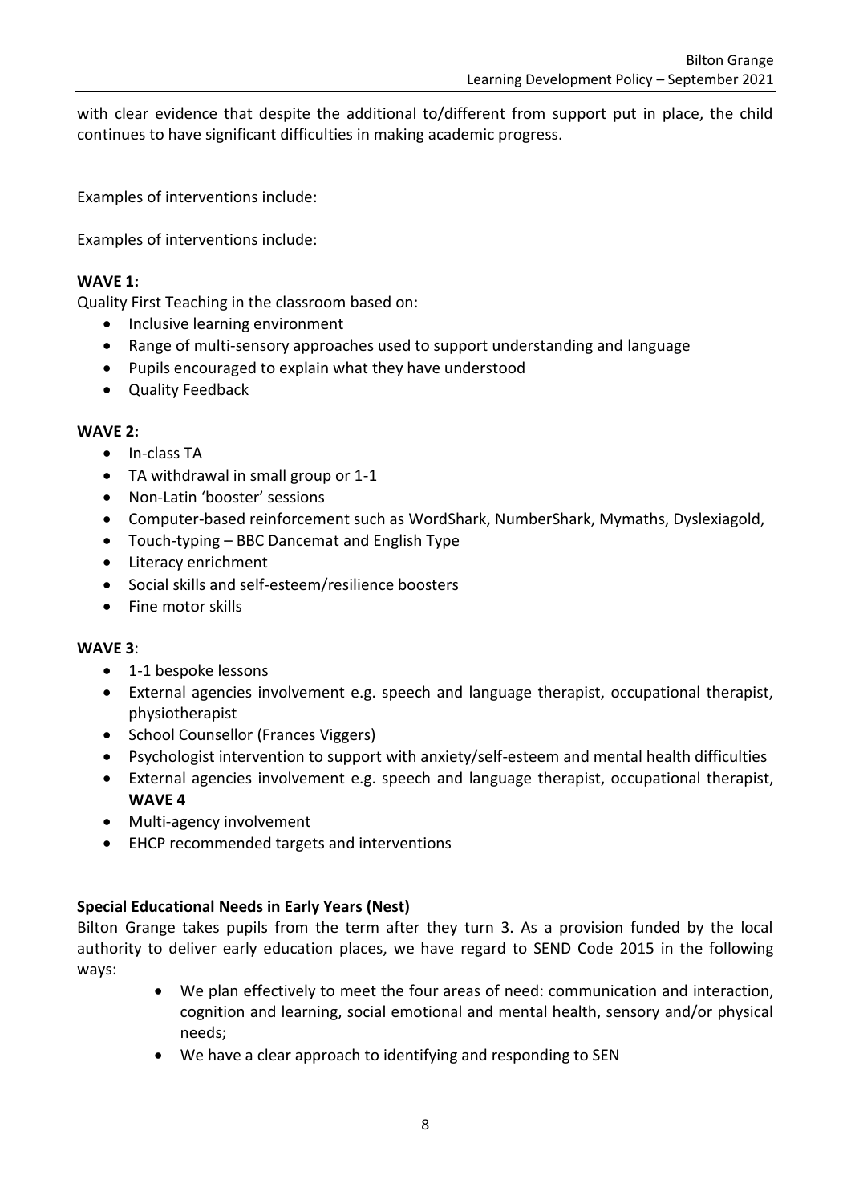with clear evidence that despite the additional to/different from support put in place, the child continues to have significant difficulties in making academic progress.

Examples of interventions include:

Examples of interventions include:

**WAVE 1:**

Quality First Teaching in the classroom based on:

- Inclusive learning environment
- Range of multi-sensory approaches used to support understanding and language
- Pupils encouraged to explain what they have understood
- Quality Feedback

**WAVE 2:**

- In-class TA
- TA withdrawal in small group or 1-1
- Non-Latin 'booster' sessions
- Computer-based reinforcement such as WordShark, NumberShark, Mymaths, Dyslexiagold,
- Touch-typing – BBC Dancemat and English Type
- Literacy enrichment
- Social skills and self-esteem/resilience boosters
- Fine motor skills

**WAVE 3**:

- 1-1 bespoke lessons
- External agencies involvement e.g. speech and language therapist, occupational therapist, physiotherapist
- School Counsellor (Frances Viggers)
- Psychologist intervention to support with anxiety/self-esteem and mental health difficulties
- External agencies involvement e.g. speech and language therapist, occupational therapist, **WAVE 4**
- Multi-agency involvement
- EHCP recommended targets and interventions

**Special Educational Needs in Early Years (Nest)**

Bilton Grange takes pupils from the term after they turn 3. As a provision funded by the local authority to deliver early education places, we have regard to SEND Code 2015 in the following ways:

- We plan effectively to meet the four areas of need: communication and interaction, cognition and learning, social emotional and mental health, sensory and/or physical needs;
- We have a clear approach to identifying and responding to SEN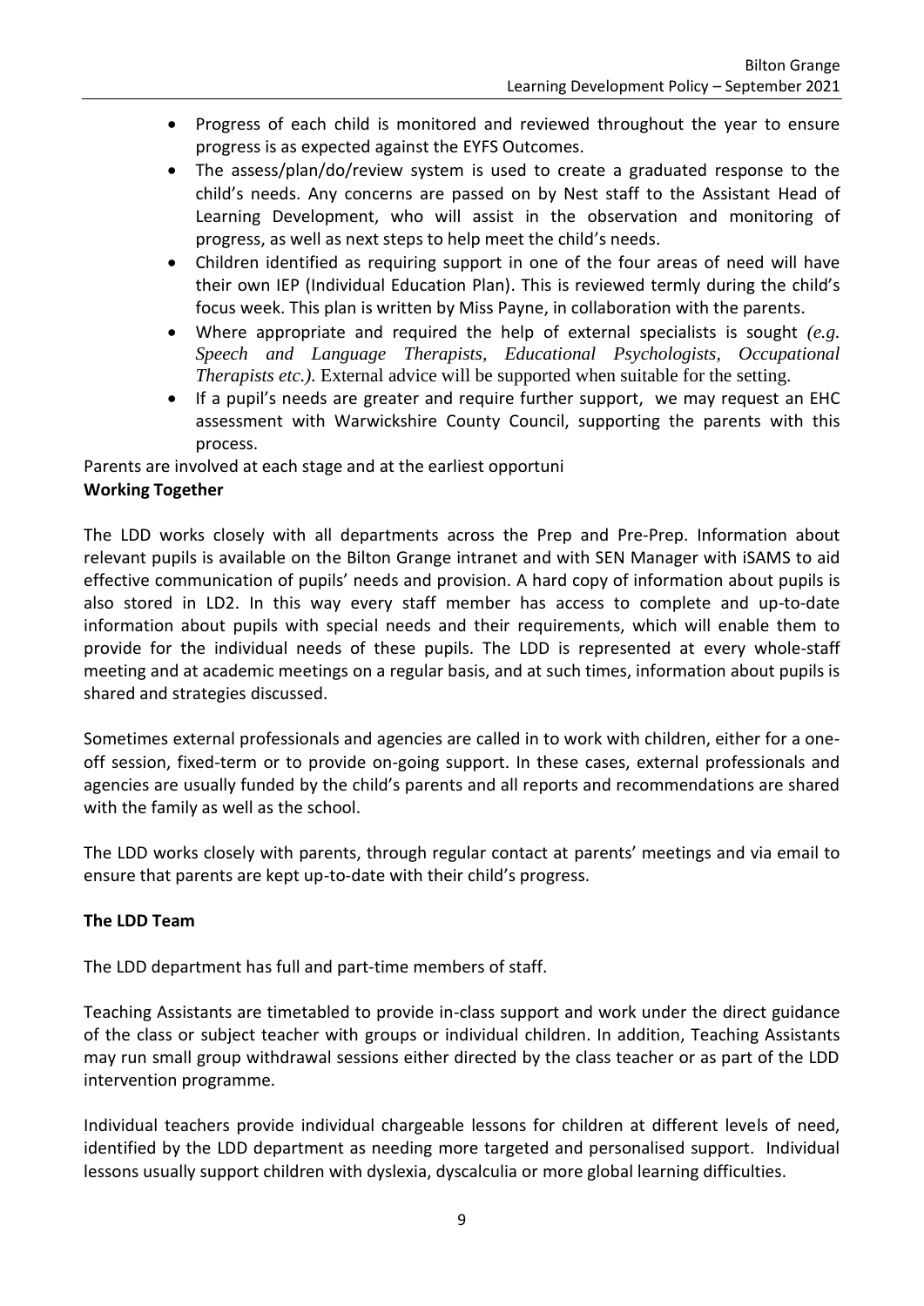- Progress of each child is monitored and reviewed throughout the year to ensure progress is as expected against the EYFS Outcomes.
- The assess/plan/do/review system is used to create a graduated response to the child's needs. Any concerns are passed on by Nest staff to the Assistant Head of Learning Development, who will assist in the observation and monitoring of progress, as well as next steps to help meet the child's needs.
- Children identified as requiring support in one of the four areas of need will have their own IEP (Individual Education Plan). This is reviewed termly during the child's focus week. This plan is written by Miss Payne, in collaboration with the parents.
- Where appropriate and required the help of external specialists is sought *(e.g. Speech and Language Therapists, Educational Psychologists, Occupational Therapists etc.).* External advice will be supported when suitable for the setting.
- If a pupil's needs are greater and require further support, we may request an EHC assessment with Warwickshire County Council, supporting the parents with this process.

Parents are involved at each stage and at the earliest opportuni

**Working Together**

The LDD works closely with all departments across the Prep and Pre-Prep. Information about relevant pupils is available on the Bilton Grange intranet and with SEN Manager with iSAMS to aid effective communication of pupils' needs and provision. A hard copy of information about pupils is also stored in LD2. In this way every staff member has access to complete and up-to-date information about pupils with special needs and their requirements, which will enable them to provide for the individual needs of these pupils. The LDD is represented at every whole-staff meeting and at academic meetings on a regular basis, and at such times, information about pupils is shared and strategies discussed.

Sometimes external professionals and agencies are called in to work with children, either for a one-off session, fixed-term or to provide on-going support. In these cases, external professionals and agencies are usually funded by the child's parents and all reports and recommendations are shared with the family as well as the school.

The LDD works closely with parents, through regular contact at parents' meetings and via email to ensure that parents are kept up-to-date with their child's progress.

**The LDD Team**

The LDD department has full and part-time members of staff.

Teaching Assistants are timetabled to provide in-class support and work under the direct guidance of the class or subject teacher with groups or individual children. In addition, Teaching Assistants may run small group withdrawal sessions either directed by the class teacher or as part of the LDD intervention programme.

Individual teachers provide individual chargeable lessons for children at different levels of need, identified by the LDD department as needing more targeted and personalised support. Individual lessons usually support children with dyslexia, dyscalculia or more global learning difficulties.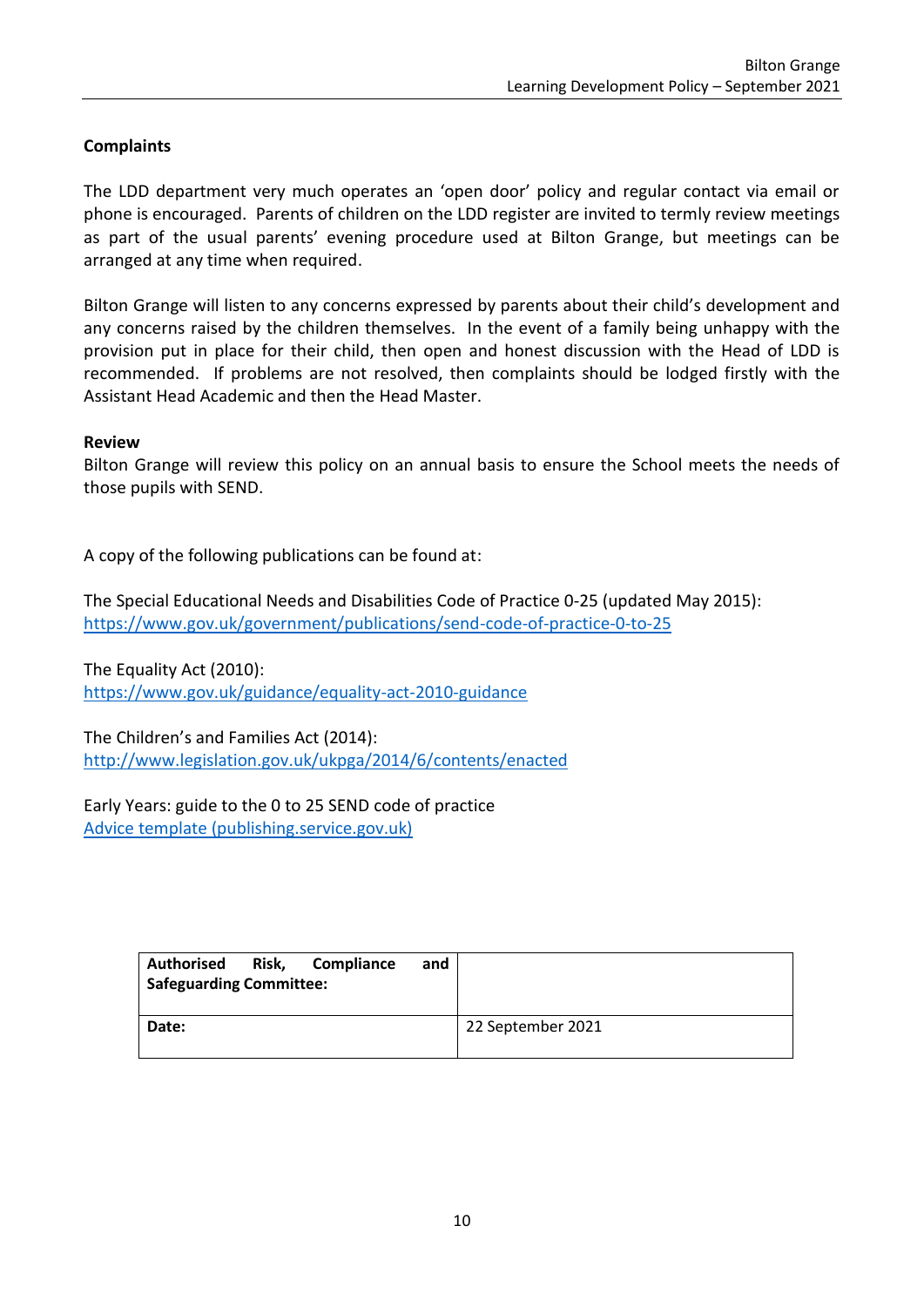**Complaints**

The LDD department very much operates an 'open door' policy and regular contact via email or phone is encouraged. Parents of children on the LDD register are invited to termly review meetings as part of the usual parents' evening procedure used at Bilton Grange, but meetings can be arranged at any time when required.

Bilton Grange will listen to any concerns expressed by parents about their child's development and any concerns raised by the children themselves. In the event of a family being unhappy with the provision put in place for their child, then open and honest discussion with the Head of LDD is recommended. If problems are not resolved, then complaints should be lodged firstly with the Assistant Head Academic and then the Head Master.

**Review**

Bilton Grange will review this policy on an annual basis to ensure the School meets the needs of those pupils with SEND.

A copy of the following publications can be found at:

The Special Educational Needs and Disabilities Code of Practice 0-25 (updated May 2015):
https://www.gov.uk/government/publications/send-code-of-practice-0-to-25

The Equality Act (2010):
https://www.gov.uk/guidance/equality-act-2010-guidance

The Children's and Families Act (2014):
http://www.legislation.gov.uk/ukpga/2014/6/contents/enacted

Early Years: guide to the 0 to 25 SEND code of practice
Advice template (publishing.service.gov.uk)

| | |
|---|---|
| **Authorised Risk, Compliance and Safeguarding Committee:** | |
| **Date:** | 22 September 2021 |